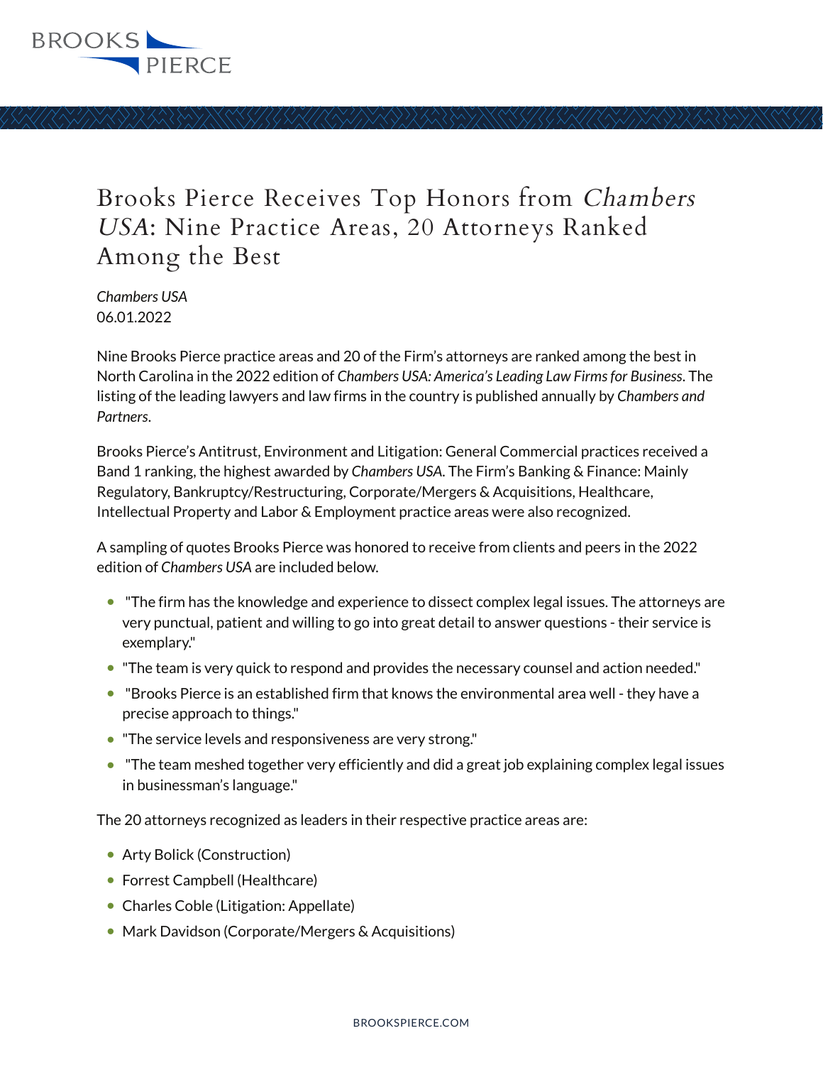# Brooks Pierce Receives Top Honors from *Chambers USA*: Nine Practice Areas, 20 Attorneys Ranked Among the Best

*Chambers USA*
06.01.2022

Nine Brooks Pierce practice areas and 20 of the Firm's attorneys are ranked among the best in North Carolina in the 2022 edition of *Chambers USA: America's Leading Law Firms for Business*. The listing of the leading lawyers and law firms in the country is published annually by *Chambers and Partners*.

Brooks Pierce's Antitrust, Environment and Litigation: General Commercial practices received a Band 1 ranking, the highest awarded by *Chambers USA*. The Firm's Banking & Finance: Mainly Regulatory, Bankruptcy/Restructuring, Corporate/Mergers & Acquisitions, Healthcare, Intellectual Property and Labor & Employment practice areas were also recognized.

A sampling of quotes Brooks Pierce was honored to receive from clients and peers in the 2022 edition of *Chambers USA* are included below.

- "The firm has the knowledge and experience to dissect complex legal issues. The attorneys are very punctual, patient and willing to go into great detail to answer questions - their service is exemplary."
- "The team is very quick to respond and provides the necessary counsel and action needed."
- "Brooks Pierce is an established firm that knows the environmental area well - they have a precise approach to things."
- "The service levels and responsiveness are very strong."
- "The team meshed together very efficiently and did a great job explaining complex legal issues in businessman's language."

The 20 attorneys recognized as leaders in their respective practice areas are:

- Arty Bolick (Construction)
- Forrest Campbell (Healthcare)
- Charles Coble (Litigation: Appellate)
- Mark Davidson (Corporate/Mergers & Acquisitions)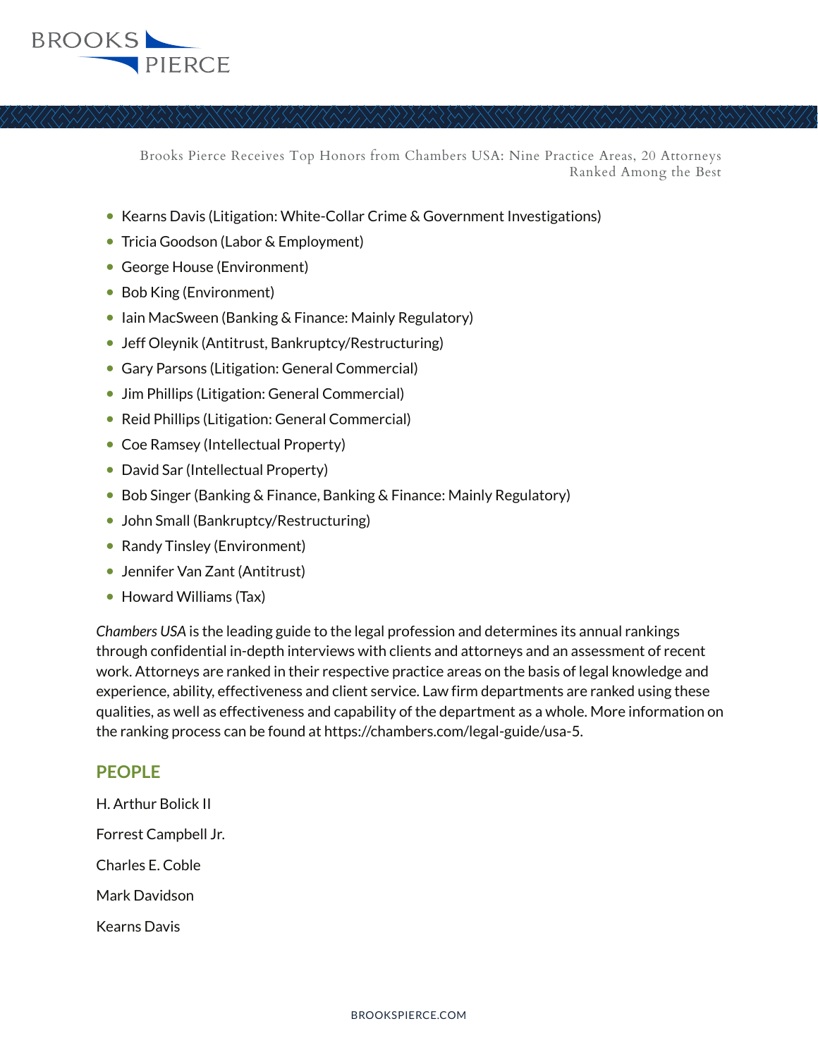- Kearns Davis (Litigation: White-Collar Crime & Government Investigations)
- Tricia Goodson (Labor & Employment)
- George House (Environment)
- Bob King (Environment)
- Iain MacSween (Banking & Finance: Mainly Regulatory)
- Jeff Oleynik (Antitrust, Bankruptcy/Restructuring)
- Gary Parsons (Litigation: General Commercial)
- Jim Phillips (Litigation: General Commercial)
- Reid Phillips (Litigation: General Commercial)
- Coe Ramsey (Intellectual Property)
- David Sar (Intellectual Property)
- Bob Singer (Banking & Finance, Banking & Finance: Mainly Regulatory)
- John Small (Bankruptcy/Restructuring)
- Randy Tinsley (Environment)
- Jennifer Van Zant (Antitrust)
- Howard Williams (Tax)

*Chambers USA* is the leading guide to the legal profession and determines its annual rankings through confidential in-depth interviews with clients and attorneys and an assessment of recent work. Attorneys are ranked in their respective practice areas on the basis of legal knowledge and experience, ability, effectiveness and client service. Law firm departments are ranked using these qualities, as well as effectiveness and capability of the department as a whole. More information on the ranking process can be found at https://chambers.com/legal-guide/usa-5.

## PEOPLE

H. Arthur Bolick II

Forrest Campbell Jr.

Charles E. Coble

Mark Davidson

Kearns Davis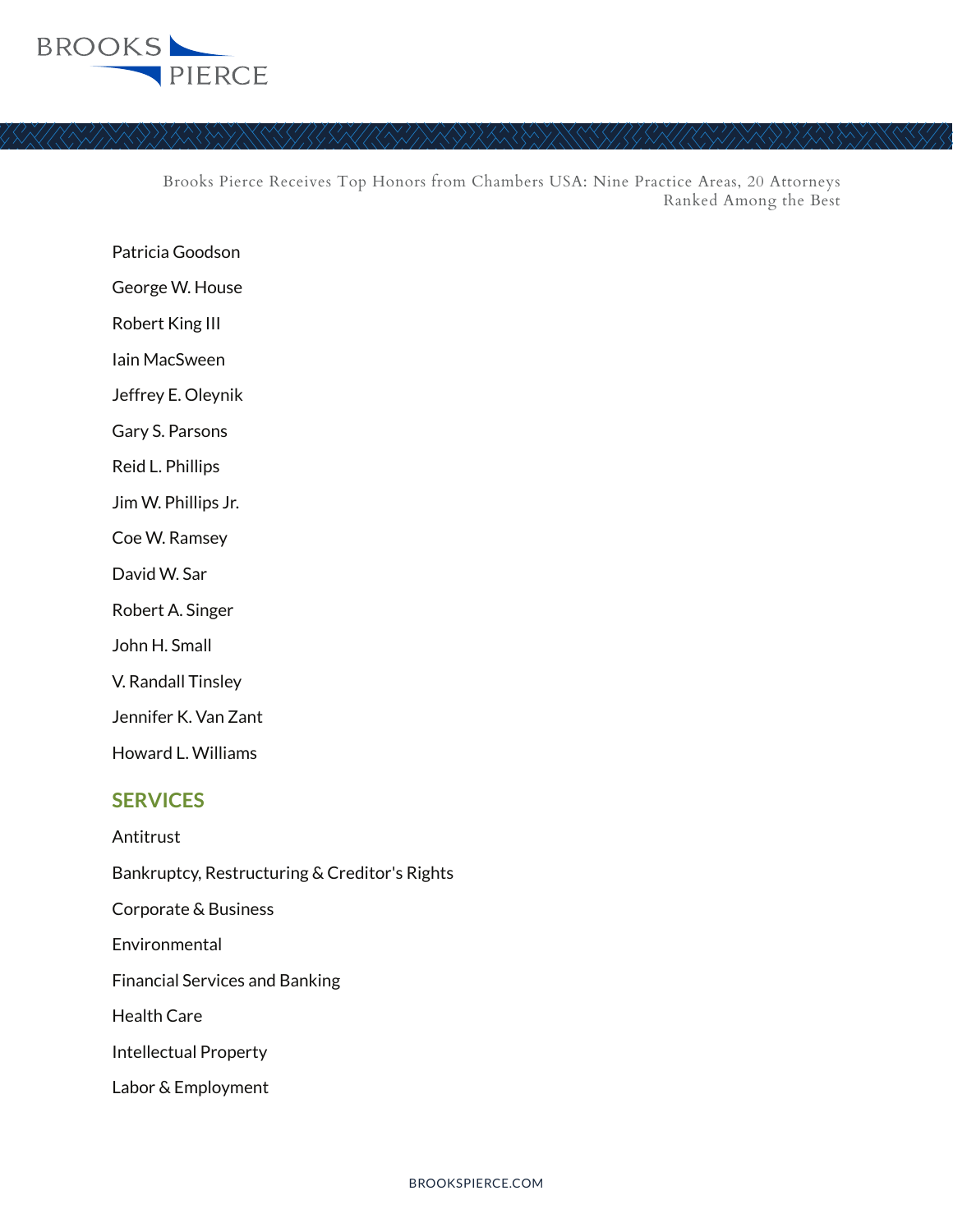Patricia Goodson

George W. House

Robert King III

Iain MacSween

Jeffrey E. Oleynik

Gary S. Parsons

Reid L. Phillips

Jim W. Phillips Jr.

Coe W. Ramsey

David W. Sar

Robert A. Singer

John H. Small

V. Randall Tinsley

Jennifer K. Van Zant

Howard L. Williams

## SERVICES

Antitrust

Bankruptcy, Restructuring & Creditor's Rights

Corporate & Business

Environmental

Financial Services and Banking

Health Care

Intellectual Property

Labor & Employment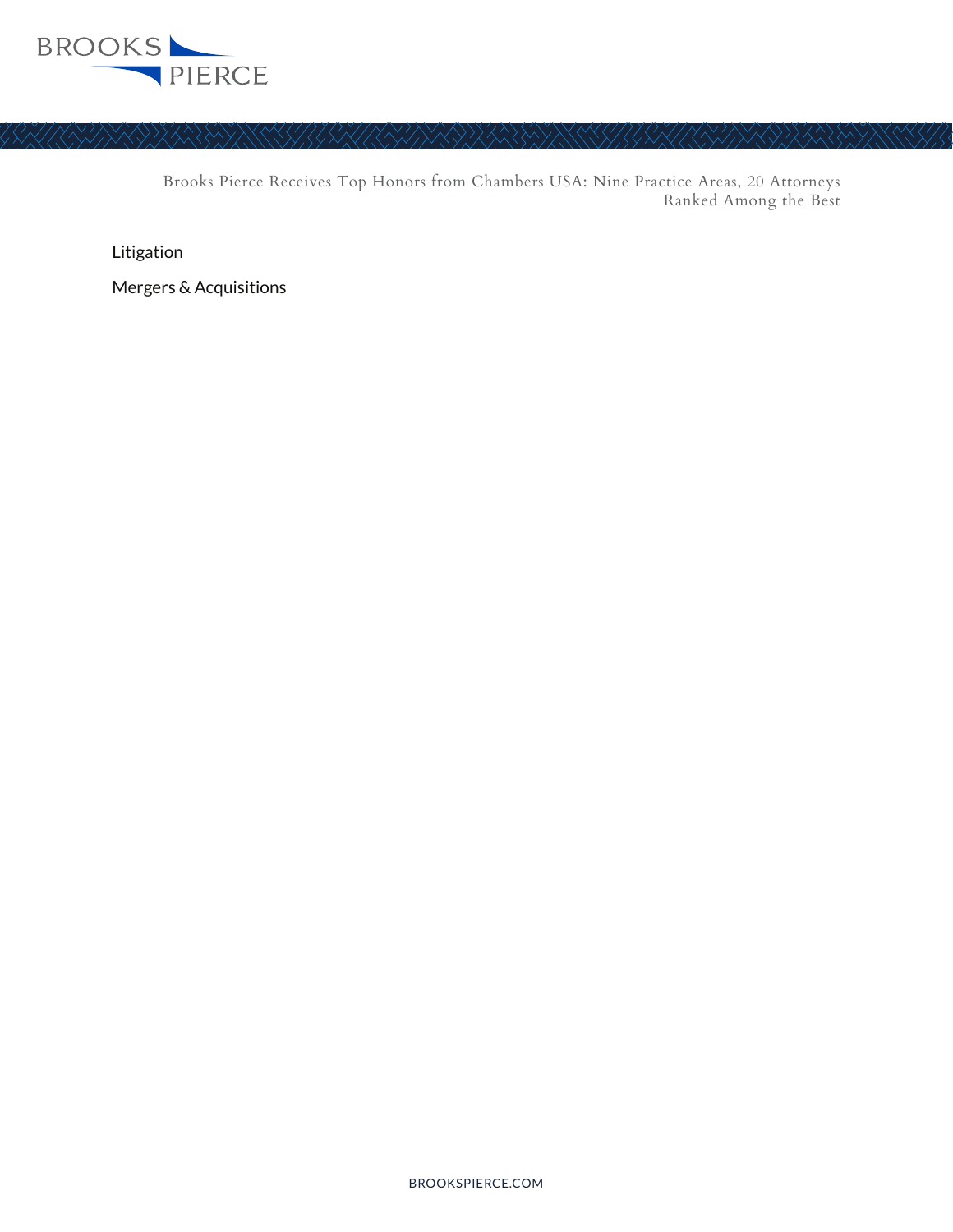Litigation

Mergers & Acquisitions